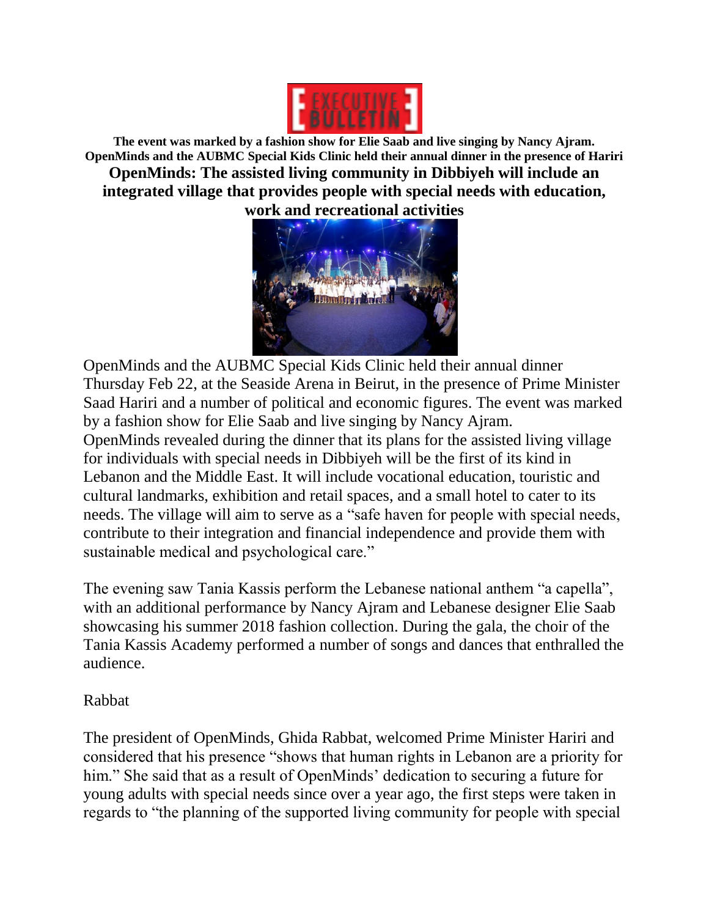**The event was marked by a fashion show for Elie Saab and live singing by Nancy Ajram. OpenMinds and the AUBMC Special Kids Clinic held their annual dinner in the presence of Hariri**

# OpenMinds: The assisted living community in Dibbiyeh will include an integrated village that provides people with special needs with education, work and recreational activities

OpenMinds and the AUBMC Special Kids Clinic held their annual dinner Thursday Feb 22, at the Seaside Arena in Beirut, in the presence of Prime Minister Saad Hariri and a number of political and economic figures. The event was marked by a fashion show for Elie Saab and live singing by Nancy Ajram.
OpenMinds revealed during the dinner that its plans for the assisted living village for individuals with special needs in Dibbiyeh will be the first of its kind in Lebanon and the Middle East. It will include vocational education, touristic and cultural landmarks, exhibition and retail spaces, and a small hotel to cater to its needs. The village will aim to serve as a "safe haven for people with special needs, contribute to their integration and financial independence and provide them with sustainable medical and psychological care."

The evening saw Tania Kassis perform the Lebanese national anthem "a capella", with an additional performance by Nancy Ajram and Lebanese designer Elie Saab showcasing his summer 2018 fashion collection. During the gala, the choir of the Tania Kassis Academy performed a number of songs and dances that enthralled the audience.

Rabbat

The president of OpenMinds, Ghida Rabbat, welcomed Prime Minister Hariri and considered that his presence "shows that human rights in Lebanon are a priority for him." She said that as a result of OpenMinds' dedication to securing a future for young adults with special needs since over a year ago, the first steps were taken in regards to "the planning of the supported living community for people with special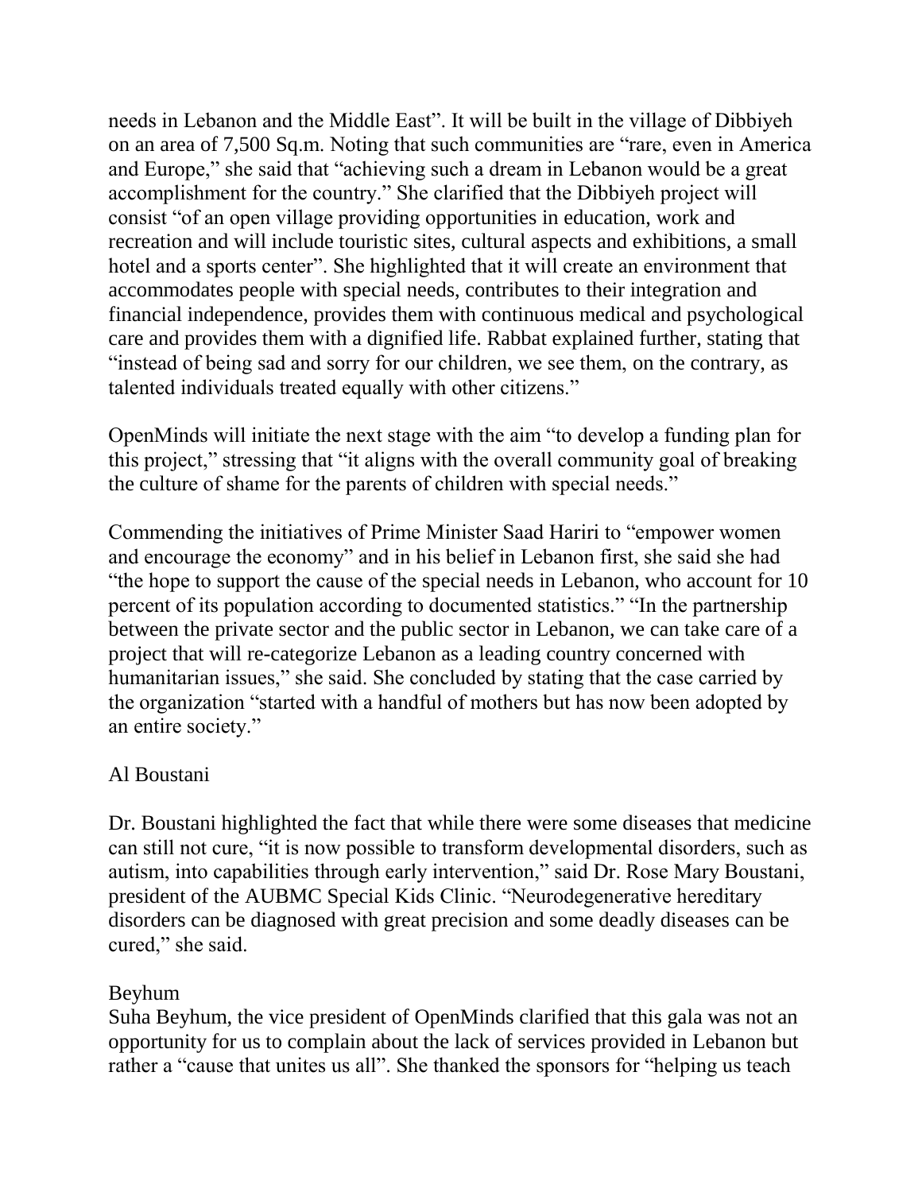needs in Lebanon and the Middle East". It will be built in the village of Dibbiyeh on an area of 7,500 Sq.m. Noting that such communities are "rare, even in America and Europe," she said that "achieving such a dream in Lebanon would be a great accomplishment for the country." She clarified that the Dibbiyeh project will consist "of an open village providing opportunities in education, work and recreation and will include touristic sites, cultural aspects and exhibitions, a small hotel and a sports center". She highlighted that it will create an environment that accommodates people with special needs, contributes to their integration and financial independence, provides them with continuous medical and psychological care and provides them with a dignified life. Rabbat explained further, stating that "instead of being sad and sorry for our children, we see them, on the contrary, as talented individuals treated equally with other citizens."

OpenMinds will initiate the next stage with the aim "to develop a funding plan for this project," stressing that "it aligns with the overall community goal of breaking the culture of shame for the parents of children with special needs."

Commending the initiatives of Prime Minister Saad Hariri to "empower women and encourage the economy" and in his belief in Lebanon first, she said she had "the hope to support the cause of the special needs in Lebanon, who account for 10 percent of its population according to documented statistics." "In the partnership between the private sector and the public sector in Lebanon, we can take care of a project that will re-categorize Lebanon as a leading country concerned with humanitarian issues," she said. She concluded by stating that the case carried by the organization "started with a handful of mothers but has now been adopted by an entire society."

Al Boustani

Dr. Boustani highlighted the fact that while there were some diseases that medicine can still not cure, "it is now possible to transform developmental disorders, such as autism, into capabilities through early intervention," said Dr. Rose Mary Boustani, president of the AUBMC Special Kids Clinic. "Neurodegenerative hereditary disorders can be diagnosed with great precision and some deadly diseases can be cured," she said.

Beyhum

Suha Beyhum, the vice president of OpenMinds clarified that this gala was not an opportunity for us to complain about the lack of services provided in Lebanon but rather a "cause that unites us all". She thanked the sponsors for "helping us teach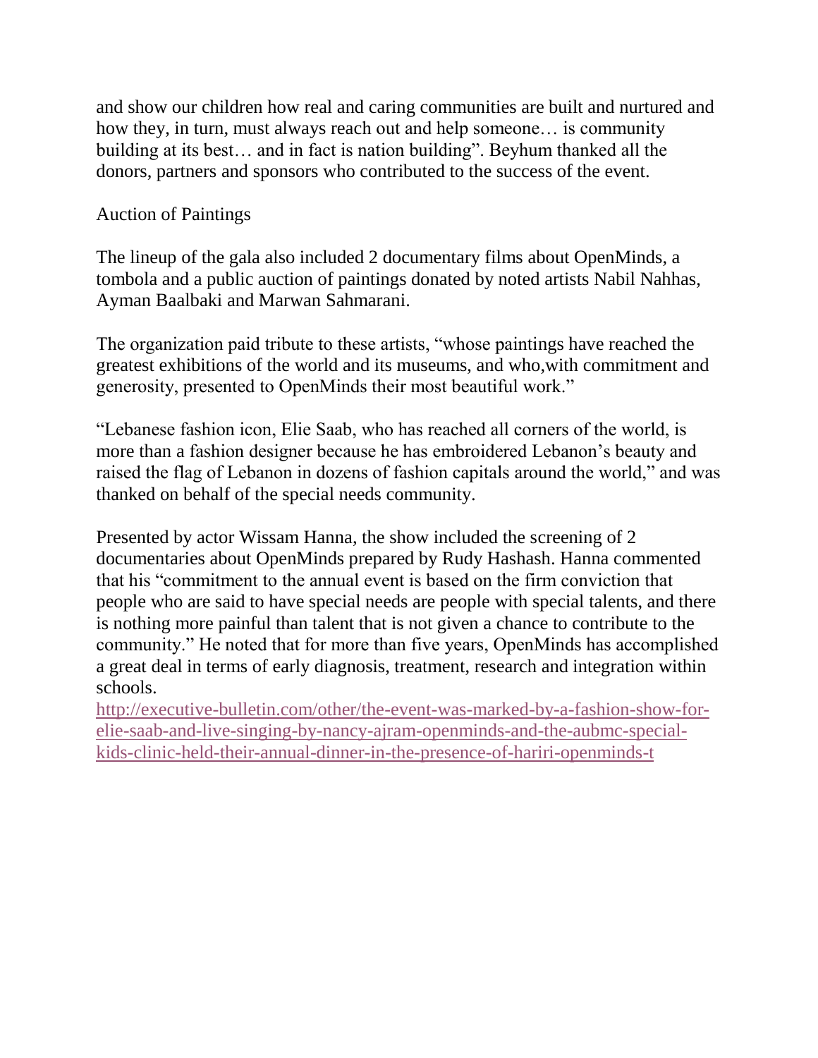and show our children how real and caring communities are built and nurtured and how they, in turn, must always reach out and help someone… is community building at its best… and in fact is nation building". Beyhum thanked all the donors, partners and sponsors who contributed to the success of the event.

Auction of Paintings

The lineup of the gala also included 2 documentary films about OpenMinds, a tombola and a public auction of paintings donated by noted artists Nabil Nahhas, Ayman Baalbaki and Marwan Sahmarani.

The organization paid tribute to these artists, "whose paintings have reached the greatest exhibitions of the world and its museums, and who,with commitment and generosity, presented to OpenMinds their most beautiful work."

"Lebanese fashion icon, Elie Saab, who has reached all corners of the world, is more than a fashion designer because he has embroidered Lebanon's beauty and raised the flag of Lebanon in dozens of fashion capitals around the world," and was thanked on behalf of the special needs community.

Presented by actor Wissam Hanna, the show included the screening of 2 documentaries about OpenMinds prepared by Rudy Hashash. Hanna commented that his "commitment to the annual event is based on the firm conviction that people who are said to have special needs are people with special talents, and there is nothing more painful than talent that is not given a chance to contribute to the community." He noted that for more than five years, OpenMinds has accomplished a great deal in terms of early diagnosis, treatment, research and integration within schools.

http://executive-bulletin.com/other/the-event-was-marked-by-a-fashion-show-for-elie-saab-and-live-singing-by-nancy-ajram-openminds-and-the-aubmc-special-kids-clinic-held-their-annual-dinner-in-the-presence-of-hariri-openminds-t